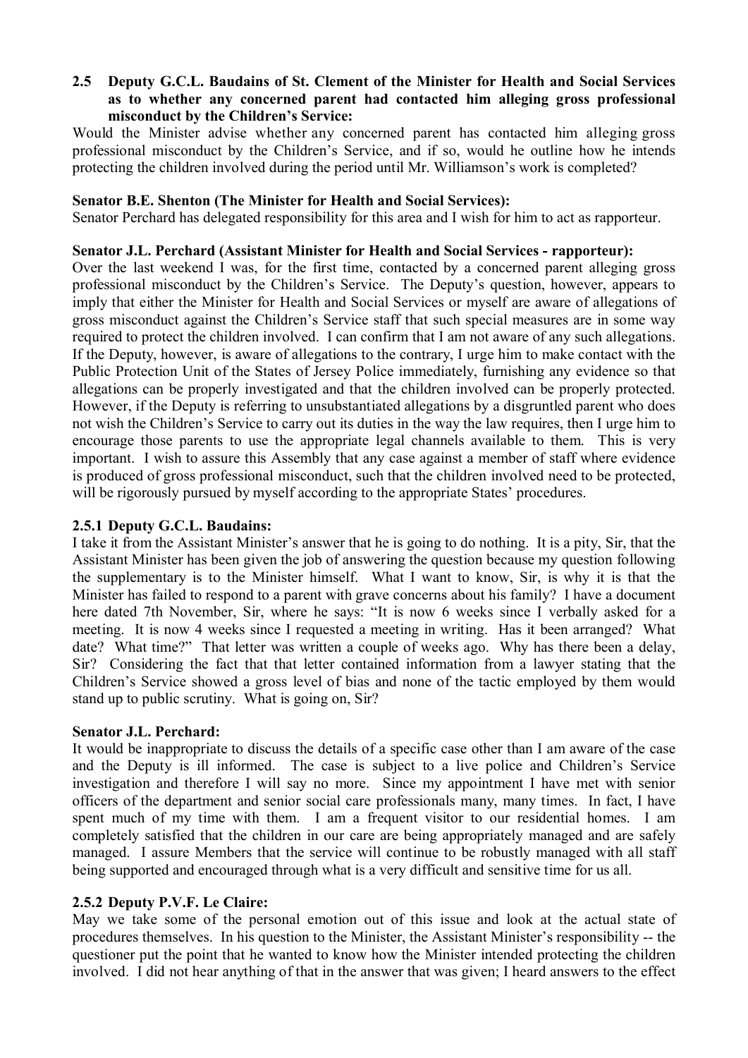### 2.5 Deputy G.C.L. Baudains of St. Clement of the Minister for Health and Social Services as to whether any concerned parent had contacted him alleging gross professional misconduct by the Children's Service:

Would the Minister advise whether any concerned parent has contacted him alleging gross professional misconduct by the Children's Service, and if so, would he outline how he intends protecting the children involved during the period until Mr. Williamson's work is completed?

**Senator B.E. Shenton (The Minister for Health and Social Services):**

Senator Perchard has delegated responsibility for this area and I wish for him to act as rapporteur.

**Senator J.L. Perchard (Assistant Minister for Health and Social Services - rapporteur):**

Over the last weekend I was, for the first time, contacted by a concerned parent alleging gross professional misconduct by the Children's Service. The Deputy's question, however, appears to imply that either the Minister for Health and Social Services or myself are aware of allegations of gross misconduct against the Children's Service staff that such special measures are in some way required to protect the children involved. I can confirm that I am not aware of any such allegations. If the Deputy, however, is aware of allegations to the contrary, I urge him to make contact with the Public Protection Unit of the States of Jersey Police immediately, furnishing any evidence so that allegations can be properly investigated and that the children involved can be properly protected. However, if the Deputy is referring to unsubstantiated allegations by a disgruntled parent who does not wish the Children's Service to carry out its duties in the way the law requires, then I urge him to encourage those parents to use the appropriate legal channels available to them. This is very important. I wish to assure this Assembly that any case against a member of staff where evidence is produced of gross professional misconduct, such that the children involved need to be protected, will be rigorously pursued by myself according to the appropriate States' procedures.

#### 2.5.1 Deputy G.C.L. Baudains:

I take it from the Assistant Minister's answer that he is going to do nothing. It is a pity, Sir, that the Assistant Minister has been given the job of answering the question because my question following the supplementary is to the Minister himself. What I want to know, Sir, is why it is that the Minister has failed to respond to a parent with grave concerns about his family? I have a document here dated 7th November, Sir, where he says: "It is now 6 weeks since I verbally asked for a meeting. It is now 4 weeks since I requested a meeting in writing. Has it been arranged? What date? What time?" That letter was written a couple of weeks ago. Why has there been a delay, Sir? Considering the fact that that letter contained information from a lawyer stating that the Children's Service showed a gross level of bias and none of the tactic employed by them would stand up to public scrutiny. What is going on, Sir?

**Senator J.L. Perchard:**

It would be inappropriate to discuss the details of a specific case other than I am aware of the case and the Deputy is ill informed. The case is subject to a live police and Children's Service investigation and therefore I will say no more. Since my appointment I have met with senior officers of the department and senior social care professionals many, many times. In fact, I have spent much of my time with them. I am a frequent visitor to our residential homes. I am completely satisfied that the children in our care are being appropriately managed and are safely managed. I assure Members that the service will continue to be robustly managed with all staff being supported and encouraged through what is a very difficult and sensitive time for us all.

#### 2.5.2 Deputy P.V.F. Le Claire:

May we take some of the personal emotion out of this issue and look at the actual state of procedures themselves. In his question to the Minister, the Assistant Minister's responsibility -- the questioner put the point that he wanted to know how the Minister intended protecting the children involved. I did not hear anything of that in the answer that was given; I heard answers to the effect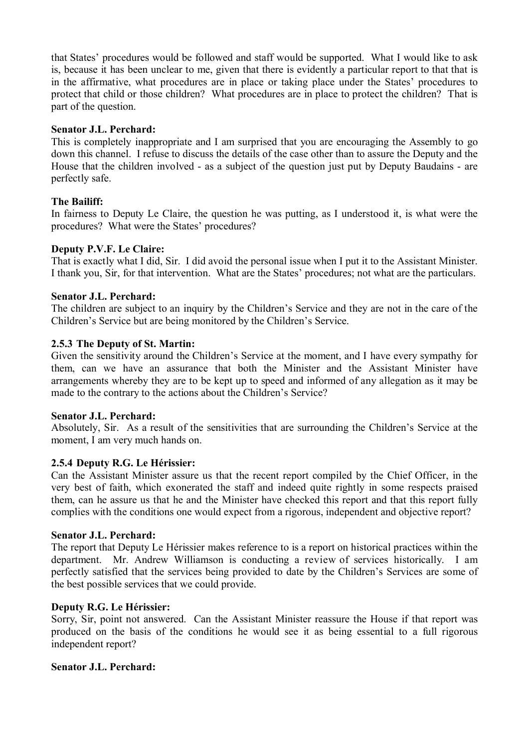that States' procedures would be followed and staff would be supported. What I would like to ask is, because it has been unclear to me, given that there is evidently a particular report to that that is in the affirmative, what procedures are in place or taking place under the States' procedures to protect that child or those children? What procedures are in place to protect the children? That is part of the question.

**Senator J.L. Perchard:**

This is completely inappropriate and I am surprised that you are encouraging the Assembly to go down this channel. I refuse to discuss the details of the case other than to assure the Deputy and the House that the children involved - as a subject of the question just put by Deputy Baudains - are perfectly safe.

**The Bailiff:**

In fairness to Deputy Le Claire, the question he was putting, as I understood it, is what were the procedures? What were the States' procedures?

**Deputy P.V.F. Le Claire:**

That is exactly what I did, Sir. I did avoid the personal issue when I put it to the Assistant Minister. I thank you, Sir, for that intervention. What are the States' procedures; not what are the particulars.

**Senator J.L. Perchard:**

The children are subject to an inquiry by the Children's Service and they are not in the care of the Children's Service but are being monitored by the Children's Service.

### 2.5.3 The Deputy of St. Martin:

Given the sensitivity around the Children's Service at the moment, and I have every sympathy for them, can we have an assurance that both the Minister and the Assistant Minister have arrangements whereby they are to be kept up to speed and informed of any allegation as it may be made to the contrary to the actions about the Children's Service?

**Senator J.L. Perchard:**

Absolutely, Sir. As a result of the sensitivities that are surrounding the Children's Service at the moment, I am very much hands on.

### 2.5.4 Deputy R.G. Le Hérissier:

Can the Assistant Minister assure us that the recent report compiled by the Chief Officer, in the very best of faith, which exonerated the staff and indeed quite rightly in some respects praised them, can he assure us that he and the Minister have checked this report and that this report fully complies with the conditions one would expect from a rigorous, independent and objective report?

**Senator J.L. Perchard:**

The report that Deputy Le Hérissier makes reference to is a report on historical practices within the department. Mr. Andrew Williamson is conducting a review of services historically. I am perfectly satisfied that the services being provided to date by the Children's Services are some of the best possible services that we could provide.

**Deputy R.G. Le Hérissier:**

Sorry, Sir, point not answered. Can the Assistant Minister reassure the House if that report was produced on the basis of the conditions he would see it as being essential to a full rigorous independent report?

**Senator J.L. Perchard:**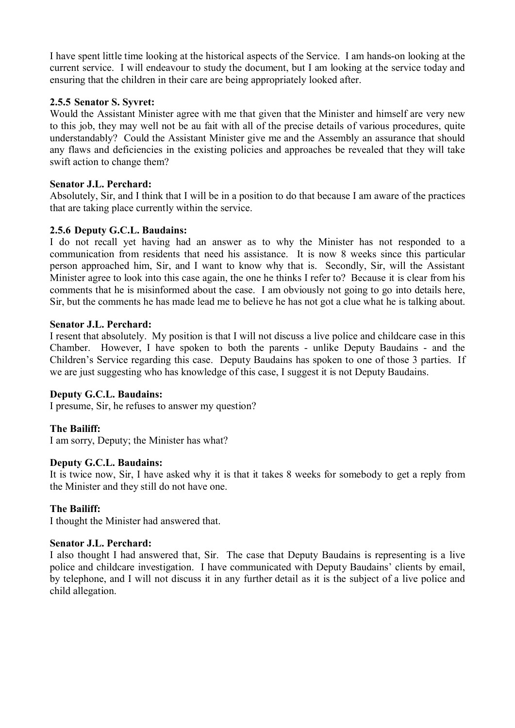I have spent little time looking at the historical aspects of the Service. I am hands-on looking at the current service. I will endeavour to study the document, but I am looking at the service today and ensuring that the children in their care are being appropriately looked after.

**2.5.5 Senator S. Syvret:**

Would the Assistant Minister agree with me that given that the Minister and himself are very new to this job, they may well not be au fait with all of the precise details of various procedures, quite understandably? Could the Assistant Minister give me and the Assembly an assurance that should any flaws and deficiencies in the existing policies and approaches be revealed that they will take swift action to change them?

**Senator J.L. Perchard:**

Absolutely, Sir, and I think that I will be in a position to do that because I am aware of the practices that are taking place currently within the service.

**2.5.6 Deputy G.C.L. Baudains:**

I do not recall yet having had an answer as to why the Minister has not responded to a communication from residents that need his assistance. It is now 8 weeks since this particular person approached him, Sir, and I want to know why that is. Secondly, Sir, will the Assistant Minister agree to look into this case again, the one he thinks I refer to? Because it is clear from his comments that he is misinformed about the case. I am obviously not going to go into details here, Sir, but the comments he has made lead me to believe he has not got a clue what he is talking about.

**Senator J.L. Perchard:**

I resent that absolutely. My position is that I will not discuss a live police and childcare case in this Chamber. However, I have spoken to both the parents - unlike Deputy Baudains - and the Children's Service regarding this case. Deputy Baudains has spoken to one of those 3 parties. If we are just suggesting who has knowledge of this case, I suggest it is not Deputy Baudains.

**Deputy G.C.L. Baudains:**

I presume, Sir, he refuses to answer my question?

**The Bailiff:**

I am sorry, Deputy; the Minister has what?

**Deputy G.C.L. Baudains:**

It is twice now, Sir, I have asked why it is that it takes 8 weeks for somebody to get a reply from the Minister and they still do not have one.

**The Bailiff:**

I thought the Minister had answered that.

**Senator J.L. Perchard:**

I also thought I had answered that, Sir. The case that Deputy Baudains is representing is a live police and childcare investigation. I have communicated with Deputy Baudains' clients by email, by telephone, and I will not discuss it in any further detail as it is the subject of a live police and child allegation.